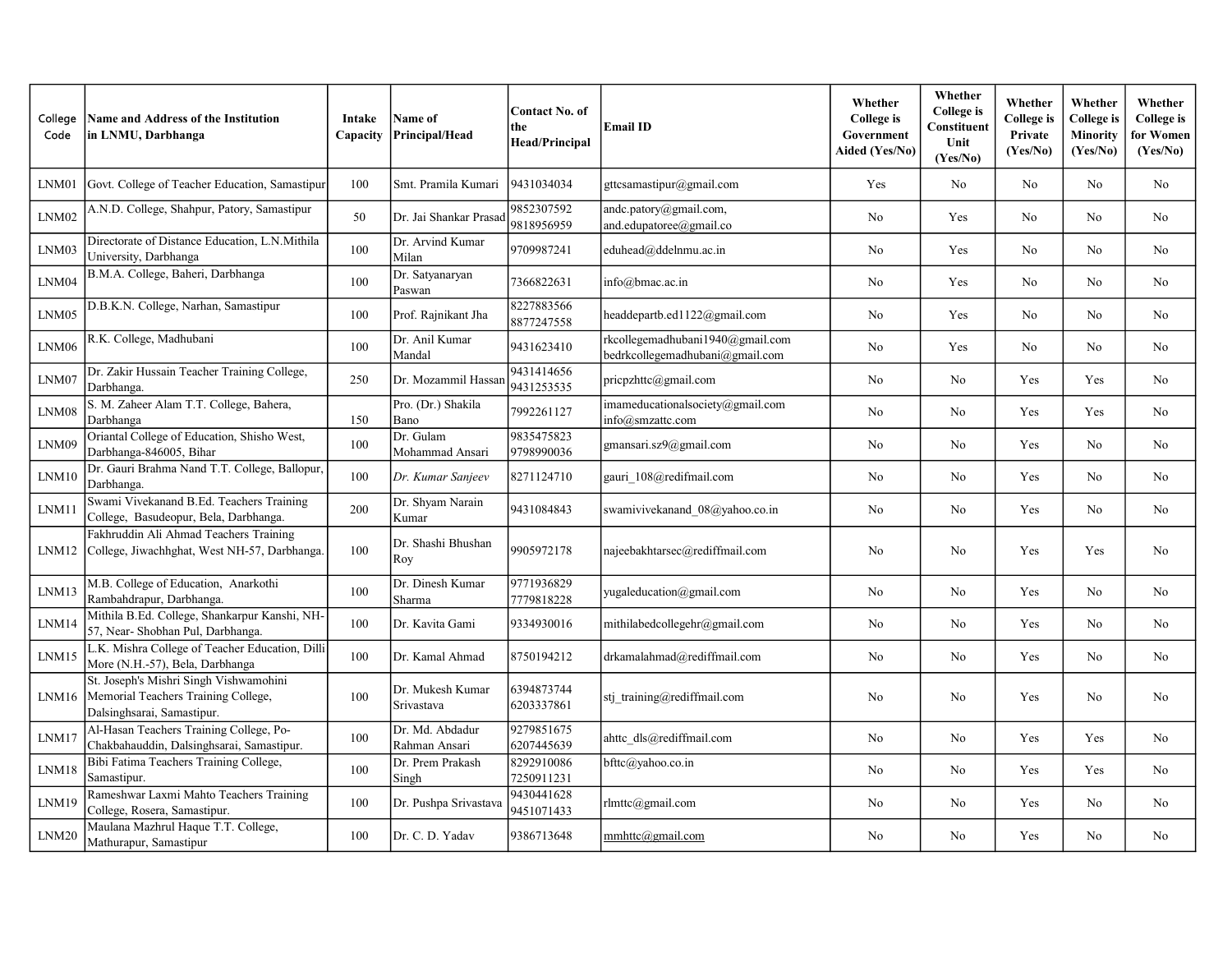| College Code | Name and Address of the Institution in LNMU, Darbhanga | Intake Capacity | Name of Principal/Head | Contact No. of the Head/Principal | Email ID | Whether College is Government Aided (Yes/No) | Whether College is Constituent Unit (Yes/No) | Whether College is Private (Yes/No) | Whether College is Minority (Yes/No) | Whether College is for Women (Yes/No) |
|---|---|---|---|---|---|---|---|---|---|---|
| LNM01 | Govt. College of Teacher Education, Samastipur | 100 | Smt. Pramila Kumari | 9431034034 | gttcsamastipur@gmail.com | Yes | No | No | No | No |
| LNM02 | A.N.D. College, Shahpur, Patory, Samastipur | 50 | Dr. Jai Shankar Prasad | 9852307592 9818956959 | andc.patory@gmail.com, and.edupatoree@gmail.co | No | Yes | No | No | No |
| LNM03 | Directorate of Distance Education, L.N.Mithila University, Darbhanga | 100 | Dr. Arvind Kumar Milan | 9709987241 | eduhead@ddelnmu.ac.in | No | Yes | No | No | No |
| LNM04 | B.M.A. College, Baheri, Darbhanga | 100 | Dr. Satyanaryan Paswan | 7366822631 | info@bmac.ac.in | No | Yes | No | No | No |
| LNM05 | D.B.K.N. College, Narhan, Samastipur | 100 | Prof. Rajnikant Jha | 8227883566 8877247558 | headdepartb.ed1122@gmail.com | No | Yes | No | No | No |
| LNM06 | R.K. College, Madhubani | 100 | Dr. Anil Kumar Mandal | 9431623410 | rkcollegemadhubani1940@gmail.com bedrkcollegemadhubani@gmail.com | No | Yes | No | No | No |
| LNM07 | Dr. Zakir Hussain Teacher Training College, Darbhanga. | 250 | Dr. Mozammil Hassan | 9431414656 9431253535 | pricpzhttc@gmail.com | No | No | Yes | Yes | No |
| LNM08 | S. M. Zaheer Alam T.T. College, Bahera, Darbhanga | 150 | Pro. (Dr.) Shakila Bano | 7992261127 | imameducationalsociety@gmail.com info@smzattc.com | No | No | Yes | Yes | No |
| LNM09 | Oriantal College of Education, Shisho West, Darbhanga-846005, Bihar | 100 | Dr. Gulam Mohammad Ansari | 9835475823 9798990036 | gmansari.sz9@gmail.com | No | No | Yes | No | No |
| LNM10 | Dr. Gauri Brahma Nand T.T. College, Ballopur, Darbhanga. | 100 | *Dr. Kumar Sanjeev* | 8271124710 | gauri_108@redifmail.com | No | No | Yes | No | No |
| LNM11 | Swami Vivekanand B.Ed. Teachers Training College, Basudeopur, Bela, Darbhanga. | 200 | Dr. Shyam Narain Kumar | 9431084843 | swamivivekanand_08@yahoo.co.in | No | No | Yes | No | No |
| LNM12 | Fakhruddin Ali Ahmad Teachers Training College, Jiwachhghat, West NH-57, Darbhanga. | 100 | Dr. Shashi Bhushan Roy | 9905972178 | najeebakhtarsec@rediffmail.com | No | No | Yes | Yes | No |
| LNM13 | M.B. College of Education, Anarkothi Rambahdrapur, Darbhanga. | 100 | Dr. Dinesh Kumar Sharma | 9771936829 7779818228 | yugaleducation@gmail.com | No | No | Yes | No | No |
| LNM14 | Mithila B.Ed. College, Shankarpur Kanshi, NH-57, Near- Shobhan Pul, Darbhanga. | 100 | Dr. Kavita Gami | 9334930016 | mithilabedcollegehr@gmail.com | No | No | Yes | No | No |
| LNM15 | L.K. Mishra College of Teacher Education, Dilli More (N.H.-57), Bela, Darbhanga | 100 | Dr. Kamal Ahmad | 8750194212 | drkamalahmad@rediffmail.com | No | No | Yes | No | No |
| LNM16 | St. Joseph's Mishri Singh Vishwamohini Memorial Teachers Training College, Dalsinghsarai, Samastipur. | 100 | Dr. Mukesh Kumar Srivastava | 6394873744 6203337861 | stj_training@rediffmail.com | No | No | Yes | No | No |
| LNM17 | Al-Hasan Teachers Training College, Po- Chakbahauddin, Dalsinghsarai, Samastipur. | 100 | Dr. Md. Abdadur Rahman Ansari | 9279851675 6207445639 | ahttc_dls@rediffmail.com | No | No | Yes | Yes | No |
| LNM18 | Bibi Fatima Teachers Training College, Samastipur. | 100 | Dr. Prem Prakash Singh | 8292910086 7250911231 | bfttc@yahoo.co.in | No | No | Yes | Yes | No |
| LNM19 | Rameshwar Laxmi Mahto Teachers Training College, Rosera, Samastipur. | 100 | Dr. Pushpa Srivastava | 9430441628 9451071433 | rlmttc@gmail.com | No | No | Yes | No | No |
| LNM20 | Maulana Mazhrul Haque T.T. College, Mathurapur, Samastipur | 100 | Dr. C. D. Yadav | 9386713648 | mmhttc@gmail.com | No | No | Yes | No | No |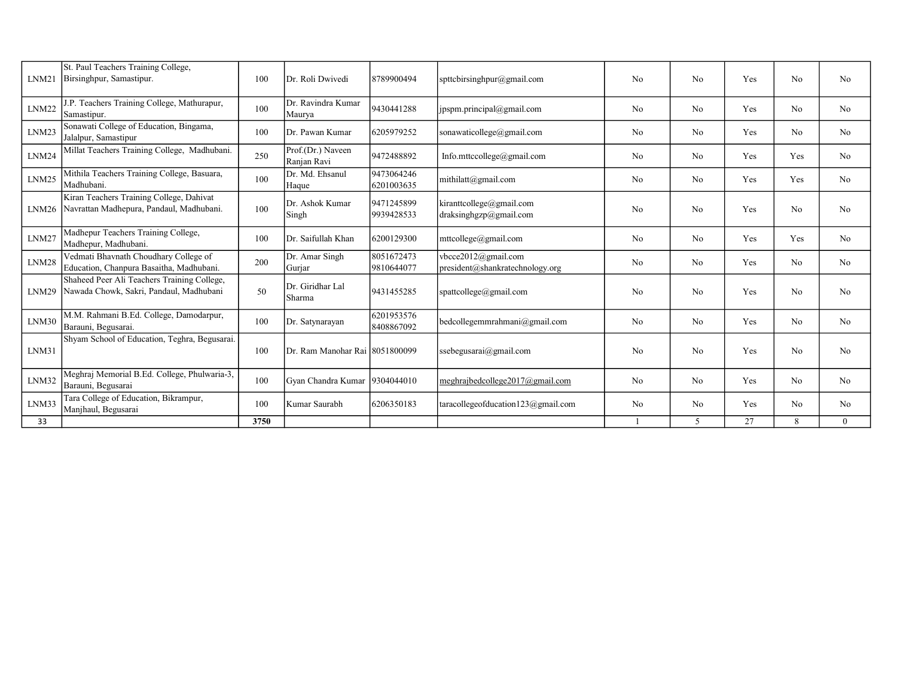| | | | | | | | | | | |
|---|---|---|---|---|---|---|---|---|---|---|
| LNM21 | St. Paul Teachers Training College, Birsinghpur, Samastipur. | 100 | Dr. Roli Dwivedi | 8789900494 | spttcbirsinghpur@gmail.com | No | No | Yes | No | No |
| LNM22 | J.P. Teachers Training College, Mathurapur, Samastipur. | 100 | Dr. Ravindra Kumar Maurya | 9430441288 | jpspm.principal@gmail.com | No | No | Yes | No | No |
| LNM23 | Sonawati College of Education, Bingama, Jalalpur, Samastipur | 100 | Dr. Pawan Kumar | 6205979252 | sonawaticollege@gmail.com | No | No | Yes | No | No |
| LNM24 | Millat Teachers Training College, Madhubani. | 250 | Prof.(Dr.) Naveen Ranjan Ravi | 9472488892 | Info.mttccollege@gmail.com | No | No | Yes | Yes | No |
| LNM25 | Mithila Teachers Training College, Basuara, Madhubani. | 100 | Dr. Md. Ehsanul Haque | 9473064246 6201003635 | mithilatt@gmail.com | No | No | Yes | Yes | No |
| LNM26 | Kiran Teachers Training College, Dahivat Navrattan Madhepura, Pandaul, Madhubani. | 100 | Dr. Ashok Kumar Singh | 9471245899 9939428533 | kiranttcollege@gmail.com draksinghgzp@gmail.com | No | No | Yes | No | No |
| LNM27 | Madhepur Teachers Training College, Madhepur, Madhubani. | 100 | Dr. Saifullah Khan | 6200129300 | mttcollege@gmail.com | No | No | Yes | Yes | No |
| LNM28 | Vedmati Bhavnath Choudhary College of Education, Chanpura Basaitha, Madhubani. | 200 | Dr. Amar Singh Gurjar | 8051672473 9810644077 | vbcce2012@gmail.com president@shankratechnology.org | No | No | Yes | No | No |
| LNM29 | Shaheed Peer Ali Teachers Training College, Nawada Chowk, Sakri, Pandaul, Madhubani | 50 | Dr. Giridhar Lal Sharma | 9431455285 | spattcollege@gmail.com | No | No | Yes | No | No |
| LNM30 | M.M. Rahmani B.Ed. College, Damodarpur, Barauni, Begusarai. | 100 | Dr. Satynarayan | 6201953576 8408867092 | bedcollegemmrahmani@gmail.com | No | No | Yes | No | No |
| LNM31 | Shyam School of Education, Teghra, Begusarai. | 100 | Dr. Ram Manohar Rai | 8051800099 | ssebegusarai@gmail.com | No | No | Yes | No | No |
| LNM32 | Meghraj Memorial B.Ed. College, Phulwaria-3, Barauni, Begusarai | 100 | Gyan Chandra Kumar | 9304044010 | meghrajbedcollege2017@gmail.com | No | No | Yes | No | No |
| LNM33 | Tara College of Education, Bikrampur, Manjhaul, Begusarai | 100 | Kumar Saurabh | 6206350183 | taracollegeofducation123@gmail.com | No | No | Yes | No | No |
| 33 | | **3750** | | | | 1 | 5 | 27 | 8 | 0 |